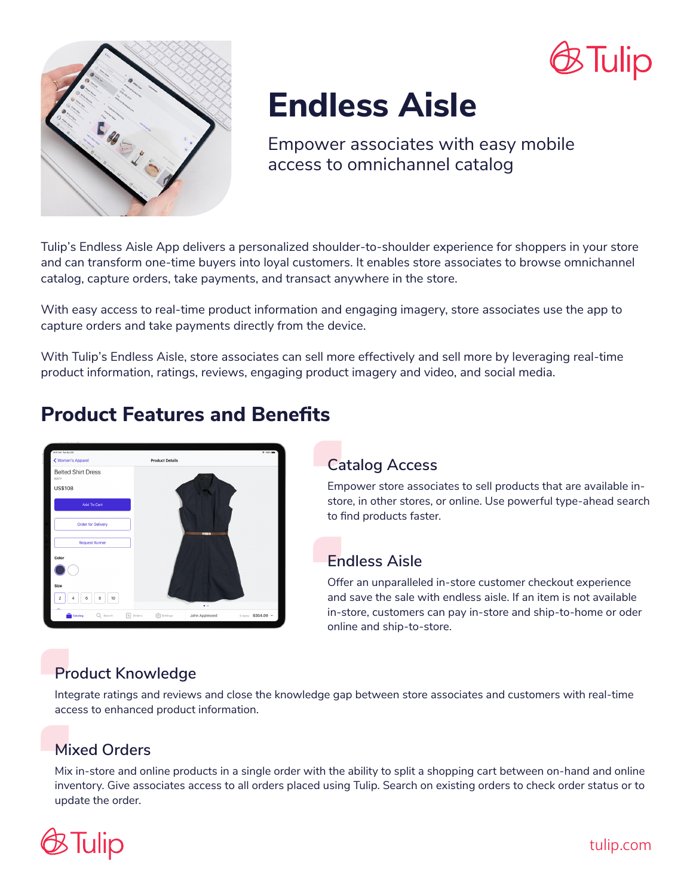# Endless Aisle

Empower associates with easy mobile access to omnichannel catalog

Tulip's Endless Aisle App delivers a personalized shoulder-to-shoulder experience for shoppers in your store and can transform one-time buyers into loyal customers. It enables store associates to browse omnichannel catalog, capture orders, take payments, and transact anywhere in the store.

With easy access to real-time product information and engaging imagery, store associates use the app to capture orders and take payments directly from the device.

With Tulip's Endless Aisle, store associates can sell more effectively and sell more by leveraging real-time product information, ratings, reviews, engaging product imagery and video, and social media.

## Product Features and Benefits

### Catalog Access

Empower store associates to sell products that are available in-store, in other stores, or online. Use powerful type-ahead search to find products faster.

### Endless Aisle

Offer an unparalleled in-store customer checkout experience and save the sale with endless aisle. If an item is not available in-store, customers can pay in-store and ship-to-home or oder online and ship-to-store.

### Product Knowledge

Integrate ratings and reviews and close the knowledge gap between store associates and customers with real-time access to enhanced product information.

### Mixed Orders

Mix in-store and online products in a single order with the ability to split a shopping cart between on-hand and online inventory. Give associates access to all orders placed using Tulip. Search on existing orders to check order status or to update the order.

tulip.com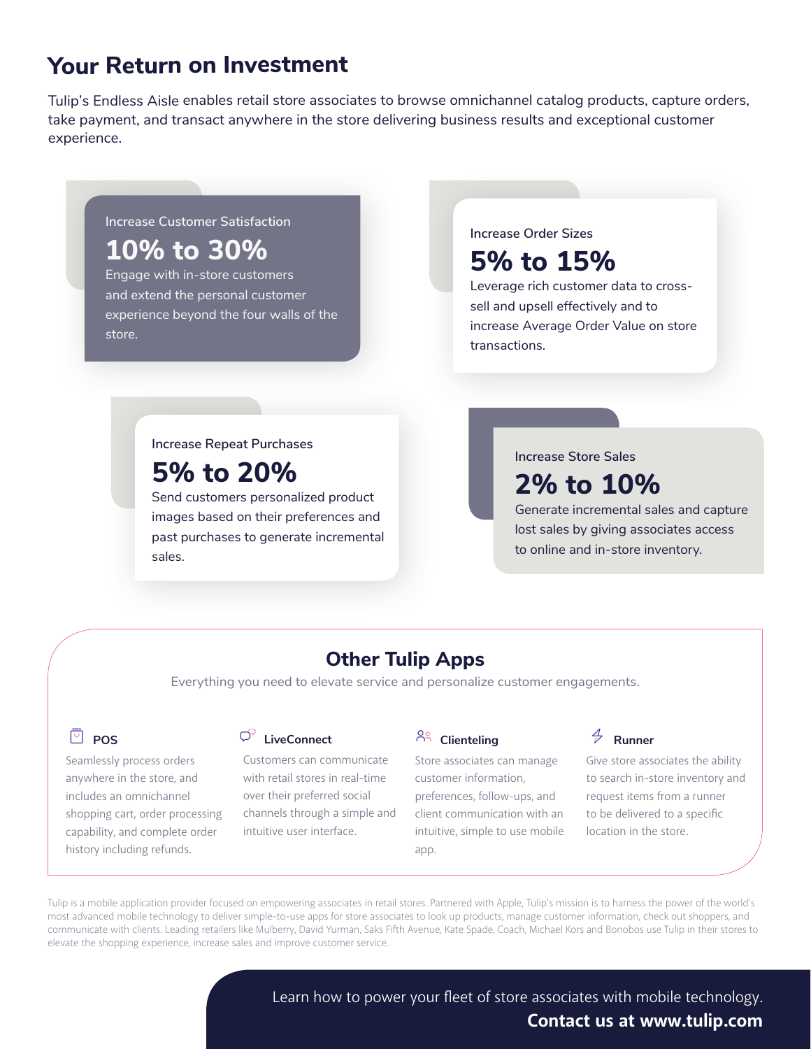# Your Return on Investment

Tulip's Endless Aisle enables retail store associates to browse omnichannel catalog products, capture orders, take payment, and transact anywhere in the store delivering business results and exceptional customer experience.

Increase Customer Satisfaction

## 10% to 30%

Engage with in-store customers and extend the personal customer experience beyond the four walls of the store.

Increase Order Sizes

## 5% to 15%

Leverage rich customer data to cross-sell and upsell effectively and to increase Average Order Value on store transactions.

Increase Repeat Purchases

## 5% to 20%

Send customers personalized product images based on their preferences and past purchases to generate incremental sales.

Increase Store Sales

## 2% to 10%

Generate incremental sales and capture lost sales by giving associates access to online and in-store inventory.

## Other Tulip Apps

Everything you need to elevate service and personalize customer engagements.

### POS

Seamlessly process orders anywhere in the store, and includes an omnichannel shopping cart, order processing capability, and complete order history including refunds.

### LiveConnect

Customers can communicate with retail stores in real-time over their preferred social channels through a simple and intuitive user interface.

### Clienteling

Store associates can manage customer information, preferences, follow-ups, and client communication with an intuitive, simple to use mobile app.

### Runner

Give store associates the ability to search in-store inventory and request items from a runner to be delivered to a specific location in the store.

Tulip is a mobile application provider focused on empowering associates in retail stores. Partnered with Apple, Tulip's mission is to harness the power of the world's most advanced mobile technology to deliver simple-to-use apps for store associates to look up products, manage customer information, check out shoppers, and communicate with clients. Leading retailers like Mulberry, David Yurman, Saks Fifth Avenue, Kate Spade, Coach, Michael Kors and Bonobos use Tulip in their stores to elevate the shopping experience, increase sales and improve customer service.

Learn how to power your fleet of store associates with mobile technology.

**Contact us at www.tulip.com**